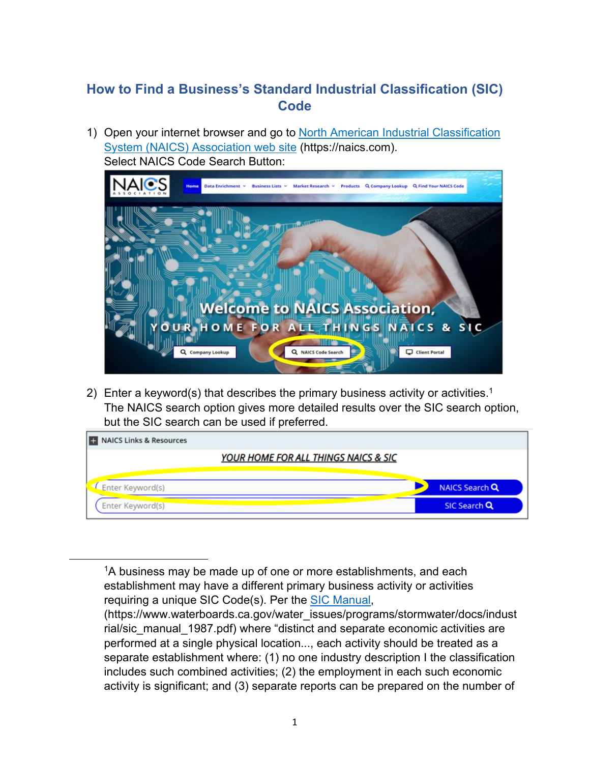# How to Find a Business's Standard Industrial Classification (SIC) Code

1) Open your internet browser and go to [North American Industrial Classification System (NAICS) Association web site](https://naics.com) (https://naics.com).
   Select NAICS Code Search Button:

2) Enter a keyword(s) that describes the primary business activity or activities.[1]
   The NAICS search option gives more detailed results over the SIC search option, but the SIC search can be used if preferred.

---

[1]A business may be made up of one or more establishments, and each establishment may have a different primary business activity or activities requiring a unique SIC Code(s). Per the [SIC Manual](https://www.waterboards.ca.gov/water_issues/programs/stormwater/docs/industrial/sic_manual_1987.pdf), (https://www.waterboards.ca.gov/water_issues/programs/stormwater/docs/industrial/sic_manual_1987.pdf) where "distinct and separate economic activities are performed at a single physical location..., each activity should be treated as a separate establishment where: (1) no one industry description I the classification includes such combined activities; (2) the employment in each such economic activity is significant; and (3) separate reports can be prepared on the number of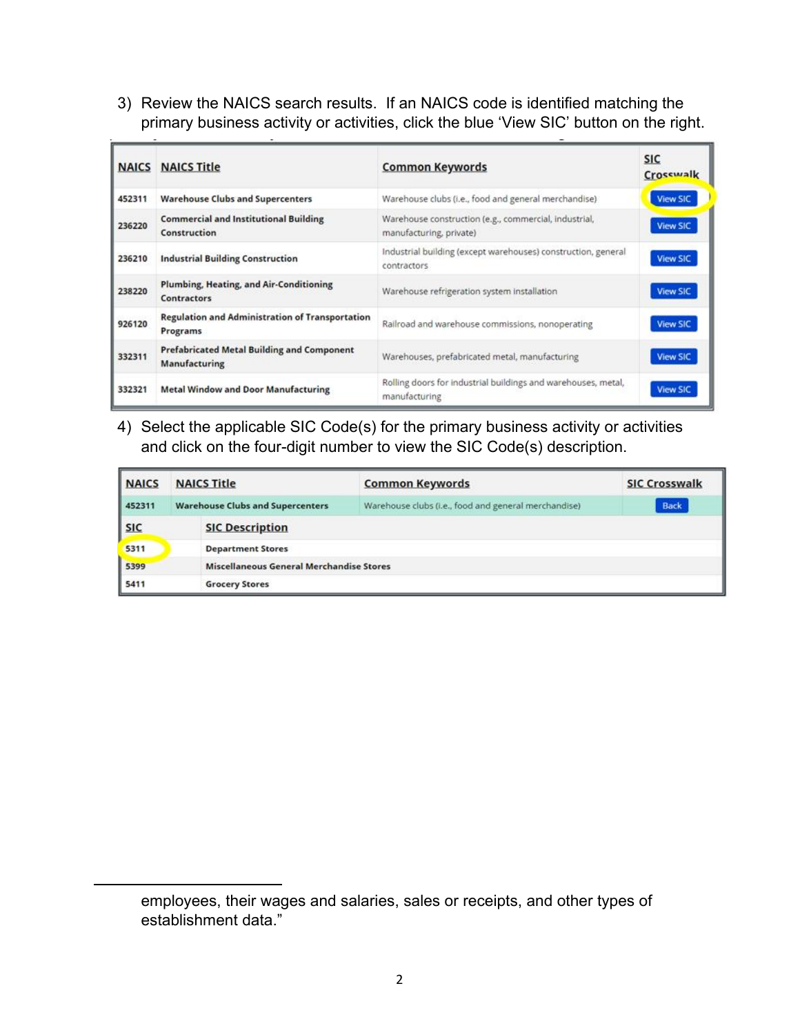3) Review the NAICS search results. If an NAICS code is identified matching the primary business activity or activities, click the blue 'View SIC' button on the right.

| NAICS | NAICS Title | Common Keywords | SIC Crosswalk |
|---|---|---|---|
| 452311 | Warehouse Clubs and Supercenters | Warehouse clubs (i.e., food and general merchandise) | View SIC |
| 236220 | Commercial and Institutional Building Construction | Warehouse construction (e.g., commercial, industrial, manufacturing, private) | View SIC |
| 236210 | Industrial Building Construction | Industrial building (except warehouses) construction, general contractors | View SIC |
| 238220 | Plumbing, Heating, and Air-Conditioning Contractors | Warehouse refrigeration system installation | View SIC |
| 926120 | Regulation and Administration of Transportation Programs | Railroad and warehouse commissions, nonoperating | View SIC |
| 332311 | Prefabricated Metal Building and Component Manufacturing | Warehouses, prefabricated metal, manufacturing | View SIC |
| 332321 | Metal Window and Door Manufacturing | Rolling doors for industrial buildings and warehouses, metal, manufacturing | View SIC |

4) Select the applicable SIC Code(s) for the primary business activity or activities and click on the four-digit number to view the SIC Code(s) description.

| NAICS | NAICS Title | Common Keywords | SIC Crosswalk |
|---|---|---|---|
| 452311 | Warehouse Clubs and Supercenters | Warehouse clubs (i.e., food and general merchandise) | Back |
| **SIC** | **SIC Description** | | |
| 5311 | Department Stores | | |
| 5399 | Miscellaneous General Merchandise Stores | | |
| 5411 | Grocery Stores | | |

employees, their wages and salaries, sales or receipts, and other types of establishment data."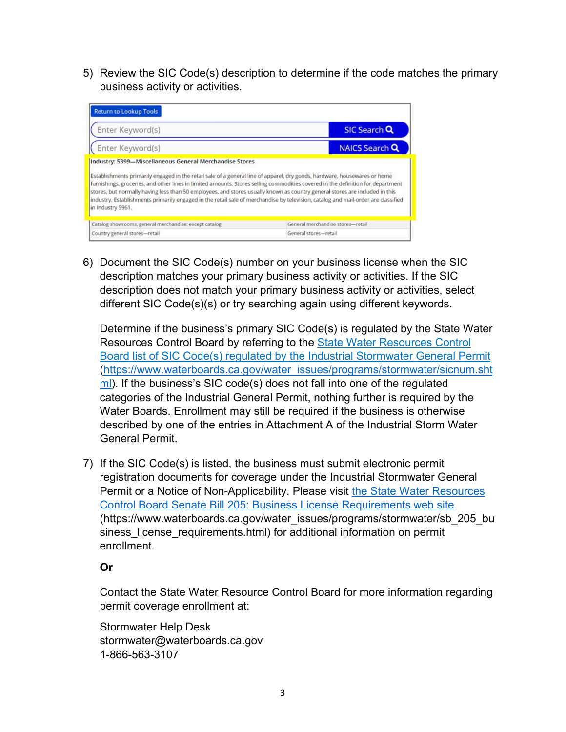5) Review the SIC Code(s) description to determine if the code matches the primary business activity or activities.

Return to Lookup Tools

Enter Keyword(s) SIC Search

Enter Keyword(s) NAICS Search

Industry: 5399—Miscellaneous General Merchandise Stores

Establishments primarily engaged in the retail sale of a general line of apparel, dry goods, hardware, housewares or home furnishings, groceries, and other lines in limited amounts. Stores selling commodities covered in the definition for department stores, but normally having less than 50 employees, and stores usually known as country general stores are included in this industry. Establishments primarily engaged in the retail sale of merchandise by television, catalog and mail-order are classified in Industry 5961.

| | |
|---|---|
| Catalog showrooms, general merchandise: except catalog | General merchandise stores—retail |
| Country general stores—retail | General stores—retail |

6) Document the SIC Code(s) number on your business license when the SIC description matches your primary business activity or activities. If the SIC description does not match your primary business activity or activities, select different SIC Code(s)(s) or try searching again using different keywords.

   Determine if the business's primary SIC Code(s) is regulated by the State Water Resources Control Board by referring to the State Water Resources Control Board list of SIC Code(s) regulated by the Industrial Stormwater General Permit (https://www.waterboards.ca.gov/water_issues/programs/stormwater/sicnum.shtml). If the business's SIC code(s) does not fall into one of the regulated categories of the Industrial General Permit, nothing further is required by the Water Boards. Enrollment may still be required if the business is otherwise described by one of the entries in Attachment A of the Industrial Storm Water General Permit.

7) If the SIC Code(s) is listed, the business must submit electronic permit registration documents for coverage under the Industrial Stormwater General Permit or a Notice of Non-Applicability. Please visit the State Water Resources Control Board Senate Bill 205: Business License Requirements web site (https://www.waterboards.ca.gov/water_issues/programs/stormwater/sb_205_business_license_requirements.html) for additional information on permit enrollment.

   **Or**

   Contact the State Water Resource Control Board for more information regarding permit coverage enrollment at:

   Stormwater Help Desk
   stormwater@waterboards.ca.gov
   1-866-563-3107